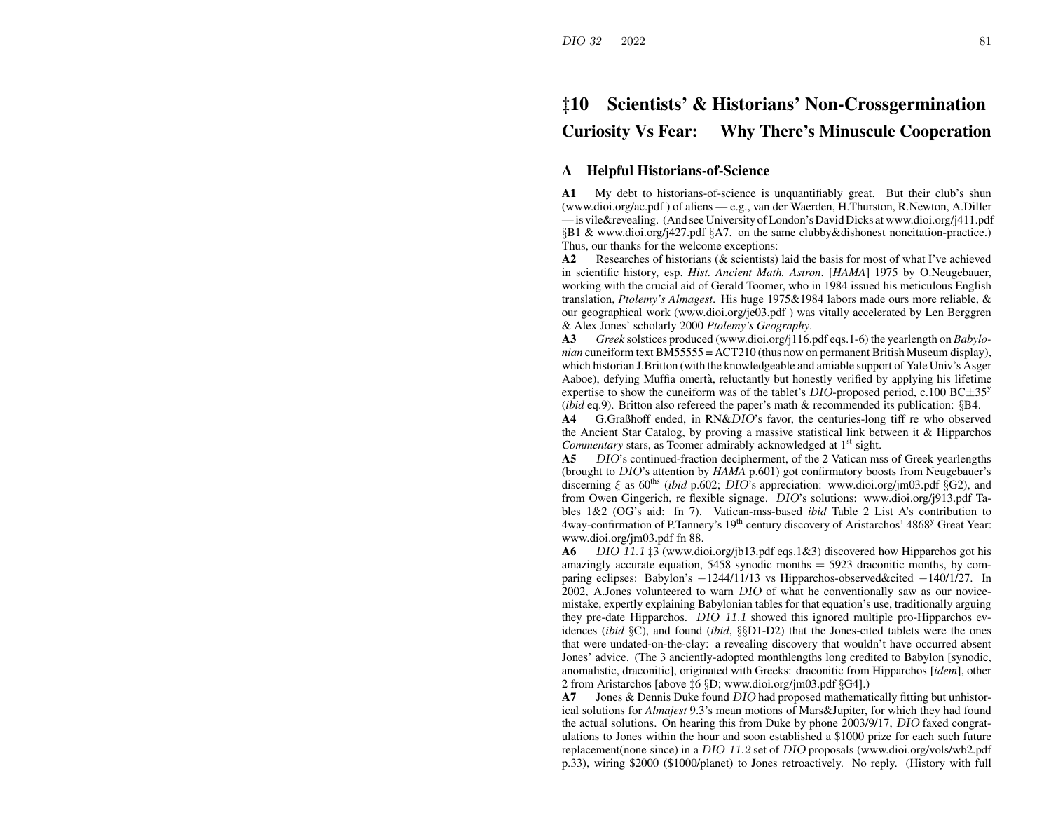# ‡10 Scientists' & Historians' Non-Crossgermination

## Curiosity Vs Fear: Why There's Minuscule Cooperation

### A Helpful Historians-of-Science

**A1** My debt to historians-of-science is unquantifiably great. But their club's shun (www.dioi.org/ac.pdf ) of aliens — e.g., van der Waerden, H.Thurston, R.Newton, A.Diller — is vile&revealing. (And see University of London's David Dicks at www.dioi.org/j411.pdf §B1 & www.dioi.org/j427.pdf §A7. on the same clubby&dishonest noncitation-practice.) Thus, our thanks for the welcome exceptions:

**A2** Researches of historians (& scientists) laid the basis for most of what I've achieved in scientific history, esp. *Hist. Ancient Math. Astron*. [*HAMA*] 1975 by O.Neugebauer, working with the crucial aid of Gerald Toomer, who in 1984 issued his meticulous English translation, *Ptolemy's Almagest*. His huge 1975&1984 labors made ours more reliable, & our geographical work (www.dioi.org/je03.pdf ) was vitally accelerated by Len Berggren & Alex Jones' scholarly 2000 *Ptolemy's Geography*.

**A3** *Greek* solstices produced (www.dioi.org/j116.pdf eqs.1-6) the yearlength on *Babylonian* cuneiform text BM55555 = ACT210 (thus now on permanent British Museum display), which historian J.Britton (with the knowledgeable and amiable support of Yale Univ's Asger Aaboe), defying Muffia omertà, reluctantly but honestly verified by applying his lifetime expertise to show the cuneiform was of the tablet's *DIO*-proposed period, c.100 BC±35[y] (*ibid* eq.9). Britton also refereed the paper's math & recommended its publication: §B4.

**A4** G.Graßhoff ended, in RN&*DIO*'s favor, the centuries-long tiff re who observed the Ancient Star Catalog, by proving a massive statistical link between it & Hipparchos *Commentary* stars, as Toomer admirably acknowledged at 1[st] sight.

**A5** *DIO*'s continued-fraction decipherment, of the 2 Vatican mss of Greek yearlengths (brought to *DIO*'s attention by *HAMA* p.601) got confirmatory boosts from Neugebauer's discerning $\xi$ as 60[ths] (*ibid* p.602; *DIO*'s appreciation: www.dioi.org/jm03.pdf §G2), and from Owen Gingerich, re flexible signage. *DIO*'s solutions: www.dioi.org/j913.pdf Tables 1&2 (OG's aid: fn 7). Vatican-mss-based *ibid* Table 2 List A's contribution to 4way-confirmation of P.Tannery's 19[th] century discovery of Aristarchos' 4868[y] Great Year: www.dioi.org/jm03.pdf fn 88.

**A6** *DIO 11.1* ‡3 (www.dioi.org/jb13.pdf eqs.1&3) discovered how Hipparchos got his amazingly accurate equation, 5458 synodic months = 5923 draconitic months, by comparing eclipses: Babylon's −1244/11/13 vs Hipparchos-observed&cited −140/1/27. In 2002, A.Jones volunteered to warn *DIO* of what he conventionally saw as our novice-mistake, expertly explaining Babylonian tables for that equation's use, traditionally arguing they pre-date Hipparchos. *DIO 11.1* showed this ignored multiple pro-Hipparchos evidences (*ibid* §C), and found (*ibid*, §§D1-D2) that the Jones-cited tablets were the ones that were undated-on-the-clay: a revealing discovery that wouldn't have occurred absent Jones' advice. (The 3 anciently-adopted monthlengths long credited to Babylon [synodic, anomalistic, draconitic], originated with Greeks: draconitic from Hipparchos [*idem*], other 2 from Aristarchos [above ‡6 §D; www.dioi.org/jm03.pdf §G4].)

**A7** Jones & Dennis Duke found *DIO* had proposed mathematically fitting but unhistorical solutions for *Almajest* 9.3's mean motions of Mars&Jupiter, for which they had found the actual solutions. On hearing this from Duke by phone 2003/9/17, *DIO* faxed congratulations to Jones within the hour and soon established a $1000 prize for each such future replacement(none since) in a *DIO 11.2* set of *DIO* proposals (www.dioi.org/vols/wb2.pdf p.33), wiring $2000 ($1000/planet) to Jones retroactively. No reply. (History with full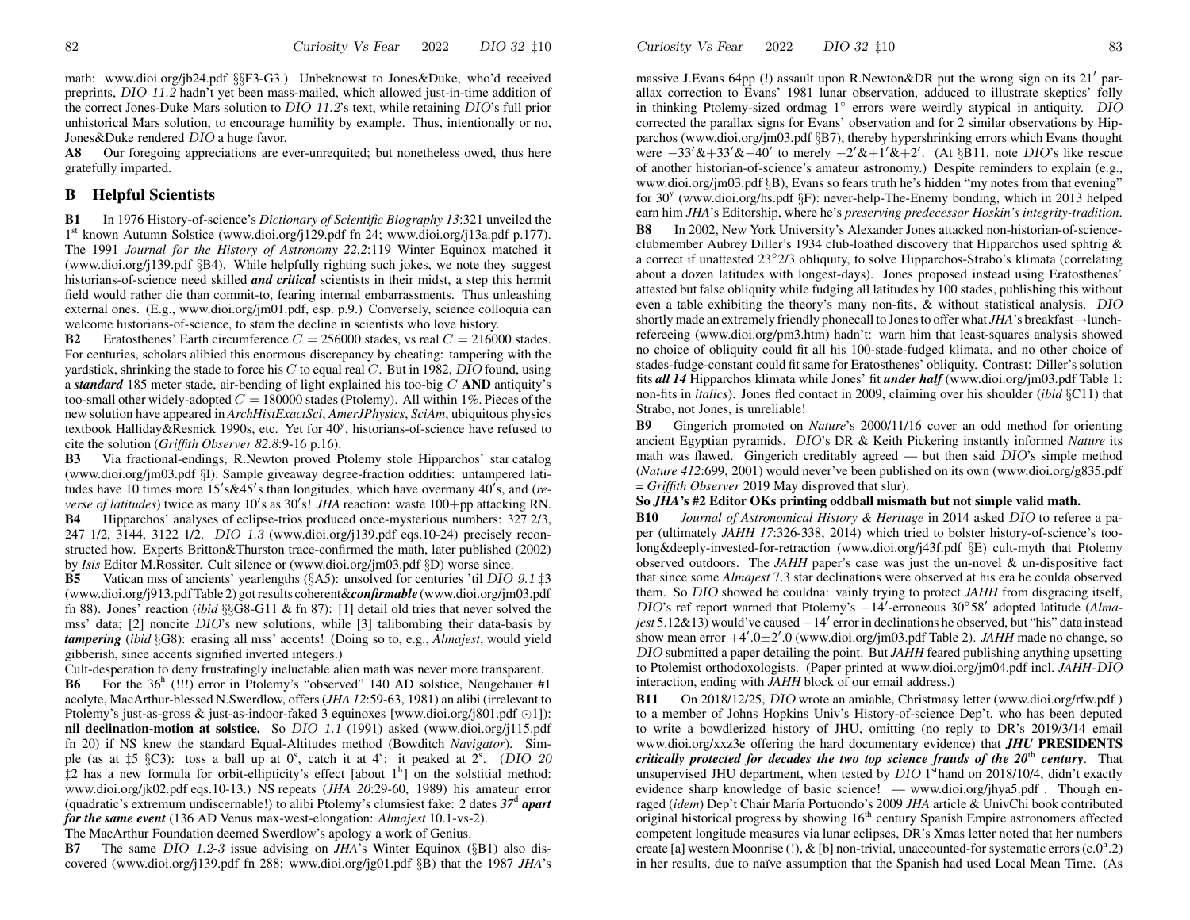math: www.dioi.org/jb24.pdf §§F3-G3.) Unbeknowst to Jones&Duke, who'd received preprints, *DIO 11.2* hadn't yet been mass-mailed, which allowed just-in-time addition of the correct Jones-Duke Mars solution to *DIO 11.2*'s text, while retaining *DIO*'s full prior unhistorical Mars solution, to encourage humility by example. Thus, intentionally or no, Jones&Duke rendered *DIO* a huge favor.

**A8** Our foregoing appreciations are ever-unrequited; but nonetheless owed, thus here gratefully imparted.

## B Helpful Scientists

**B1** In 1976 History-of-science's *Dictionary of Scientific Biography 13*:321 unveiled the 1st known Autumn Solstice (www.dioi.org/j129.pdf fn 24; www.dioi.org/j13a.pdf p.177). The 1991 *Journal for the History of Astronomy 22.2*:119 Winter Equinox matched it (www.dioi.org/j139.pdf §B4). While helpfully righting such jokes, we note they suggest historians-of-science need skilled ***and critical*** scientists in their midst, a step this hermit field would rather die than commit-to, fearing internal embarrassments. Thus unleashing external ones. (E.g., www.dioi.org/jm01.pdf, esp. p.9.) Conversely, science colloquia can welcome historians-of-science, to stem the decline in scientists who love history.

**B2** Eratosthenes' Earth circumference $C = 256000$ stades, vs real $C = 216000$ stades. For centuries, scholars alibied this enormous discrepancy by cheating: tampering with the yardstick, shrinking the stade to force his $C$ to equal real $C$. But in 1982, *DIO* found, using a ***standard*** 185 meter stade, air-bending of light explained his too-big $C$ **AND** antiquity's too-small other widely-adopted $C = 180000$ stades (Ptolemy). All within 1%. Pieces of the new solution have appeared in *ArchHistExactSci*, *AmerJPhysics*, *SciAm*, ubiquitous physics textbook Halliday&Resnick 1990s, etc. Yet for 40y, historians-of-science have refused to cite the solution (*Griffith Observer 82.8*:9-16 p.16).

**B3** Via fractional-endings, R.Newton proved Ptolemy stole Hipparchos' star catalog (www.dioi.org/jm03.pdf §I). Sample giveaway degree-fraction oddities: untampered latitudes have 10 times more 15′s&45′s than longitudes, which have overmany 40′s, and (*reverse of latitudes*) twice as many 10′s as 30′s! *JHA* reaction: waste 100+pp attacking RN.

**B4** Hipparchos' analyses of eclipse-trios produced once-mysterious numbers: 327 2/3, 247 1/2, 3144, 3122 1/2. *DIO 1.3* (www.dioi.org/j139.pdf eqs.10-24) precisely reconstructed how. Experts Britton&Thurston trace-confirmed the math, later published (2002) by *Isis* Editor M.Rossiter. Cult silence or (www.dioi.org/jm03.pdf §D) worse since.

**B5** Vatican mss of ancients' yearlengths (§A5): unsolved for centuries 'til *DIO 9.1* ‡3 (www.dioi.org/j913.pdf Table 2) got results coherent&***confirmable*** (www.dioi.org/jm03.pdf fn 88). Jones' reaction (*ibid* §§G8-G11 & fn 87): [1] detail old tries that never solved the mss' data; [2] noncite *DIO*'s new solutions, while [3] talibombing their data-basis by ***tampering*** (*ibid* §G8): erasing all mss' accents! (Doing so to, e.g., *Almajest*, would yield gibberish, since accents signified inverted integers.)

Cult-desperation to deny frustratingly ineluctable alien math was never more transparent.

**B6** For the 36h (!!!) error in Ptolemy's "observed" 140 AD solstice, Neugebauer #1 acolyte, MacArthur-blessed N.Swerdlow, offers (*JHA 12*:59-63, 1981) an alibi (irrelevant to Ptolemy's just-as-gross & just-as-indoor-faked 3 equinoxes [www.dioi.org/j801.pdf ⊙1]): **nil declination-motion at solstice.** So *DIO 1.1* (1991) asked (www.dioi.org/j115.pdf fn 20) if NS knew the standard Equal-Altitudes method (Bowditch *Navigator*). Simple (as at ‡5 §C3): toss a ball up at 0s, catch it at 4s: it peaked at 2s. (*DIO 20* ‡2 has a new formula for orbit-ellipticity's effect [about 1h] on the solstitial method: www.dioi.org/jk02.pdf eqs.10-13.) NS repeats (*JHA 20*:29-60, 1989) his amateur error (quadratic's extremum undiscernable!) to alibi Ptolemy's clumsiest fake: 2 dates ***37d apart for the same event*** (136 AD Venus max-west-elongation: *Almajest* 10.1-vs-2).

The MacArthur Foundation deemed Swerdlow's apology a work of Genius.

**B7** The same *DIO 1.2-3* issue advising on *JHA*'s Winter Equinox (§B1) also discovered (www.dioi.org/j139.pdf fn 288; www.dioi.org/jg01.pdf §B) that the 1987 *JHA*'s massive J.Evans 64pp (!) assault upon R.Newton&DR put the wrong sign on its 21′ parallax correction to Evans' 1981 lunar observation, adduced to illustrate skeptics' folly in thinking Ptolemy-sized ordmag 1° errors were weirdly atypical in antiquity. *DIO* corrected the parallax signs for Evans' observation and for 2 similar observations by Hipparchos (www.dioi.org/jm03.pdf §B7), thereby hypershrinking errors which Evans thought were −33′&+33′&−40′ to merely −2′&+1′&+2′. (At §B11, note *DIO*'s like rescue of another historian-of-science's amateur astronomy.) Despite reminders to explain (e.g., www.dioi.org/jm03.pdf §B), Evans so fears truth he's hidden "my notes from that evening" for 30y (www.dioi.org/hs.pdf §F): never-help-The-Enemy bonding, which in 2013 helped earn him *JHA*'s Editorship, where he's *preserving predecessor Hoskin's integrity-tradition*.

**B8** In 2002, New York University's Alexander Jones attacked non-historian-of-science-clubmember Aubrey Diller's 1934 club-loathed discovery that Hipparchos used sphtrig & a correct if unattested 23°2/3 obliquity, to solve Hipparchos-Strabo's klimata (correlating about a dozen latitudes with longest-days). Jones proposed instead using Eratosthenes' attested but false obliquity while fudging all latitudes by 100 stades, publishing this without even a table exhibiting the theory's many non-fits, & without statistical analysis. *DIO* shortly made an extremely friendly phonecall to Jones to offer what *JHA*'s breakfast→lunch-refereeing (www.dioi.org/pm3.htm) hadn't: warn him that least-squares analysis showed no choice of obliquity could fit all his 100-stade-fudged klimata, and no other choice of stades-fudge-constant could fit same for Eratosthenes' obliquity. Contrast: Diller's solution fits ***all 14*** Hipparchos klimata while Jones' fit ***under half*** (www.dioi.org/jm03.pdf Table 1: non-fits in *italics*). Jones fled contact in 2009, claiming over his shoulder (*ibid* §C11) that Strabo, not Jones, is unreliable!

**B9** Gingerich promoted on *Nature*'s 2000/11/16 cover an odd method for orienting ancient Egyptian pyramids. *DIO*'s DR & Keith Pickering instantly informed *Nature* its math was flawed. Gingerich creditably agreed — but then said *DIO*'s simple method (*Nature 412*:699, 2001) would never've been published on its own (www.dioi.org/g835.pdf = *Griffith Observer* 2019 May disproved that slur).

**So *JHA*'s #2 Editor OKs printing oddball mismath but not simple valid math.**

**B10** *Journal of Astronomical History & Heritage* in 2014 asked *DIO* to referee a paper (ultimately *JAHH 17*:326-338, 2014) which tried to bolster history-of-science's too-long&deeply-invested-for-retraction (www.dioi.org/j43f.pdf §E) cult-myth that Ptolemy observed outdoors. The *JAHH* paper's case was just the un-novel & un-dispositive fact that since some *Almajest* 7.3 star declinations were observed at his era he coulda observed them. So *DIO* showed he couldna: vainly trying to protect *JAHH* from disgracing itself, *DIO*'s ref report warned that Ptolemy's −14′-erroneous 30°58′ adopted latitude (*Almajest* 5.12&13) would've caused −14′ error in declinations he observed, but "his" data instead show mean error +4′.0±2′.0 (www.dioi.org/jm03.pdf Table 2). *JAHH* made no change, so *DIO* submitted a paper detailing the point. But *JAHH* feared publishing anything upsetting to Ptolemist orthodoxologists. (Paper printed at www.dioi.org/jm04.pdf incl. *JAHH*-*DIO* interaction, ending with *JAHH* block of our email address.)

**B11** On 2018/12/25, *DIO* wrote an amiable, Christmasy letter (www.dioi.org/rfw.pdf ) to a member of Johns Hopkins Univ's History-of-science Dep't, who has been deputed to write a bowdlerized history of JHU, omitting (no reply to DR's 2019/3/14 email www.dioi.org/xxz3e offering the hard documentary evidence) that ***JHU* PRESIDENTS *critically protected for decades the two top science frauds of the 20th century***. That unsupervised JHU department, when tested by *DIO* 1sthand on 2018/10/4, didn't exactly evidence sharp knowledge of basic science! — www.dioi.org/jhya5.pdf . Though enraged (*idem*) Dep't Chair María Portuondo's 2009 *JHA* article & UnivChi book contributed original historical progress by showing 16th century Spanish Empire astronomers effected competent longitude measures via lunar eclipses, DR's Xmas letter noted that her numbers create [a] western Moonrise (!), & [b] non-trivial, unaccounted-for systematic errors (c.0h.2) in her results, due to naïve assumption that the Spanish had used Local Mean Time. (As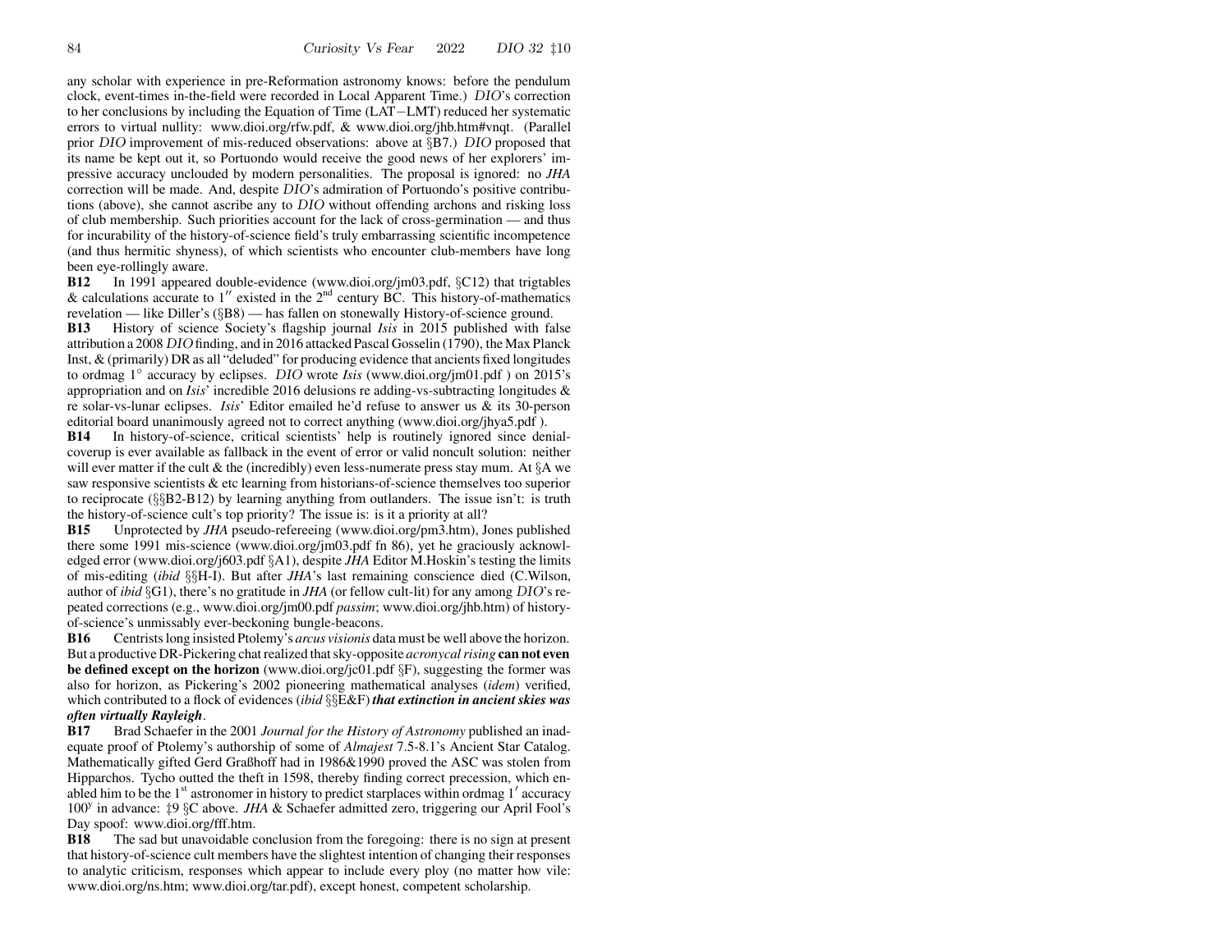any scholar with experience in pre-Reformation astronomy knows: before the pendulum clock, event-times in-the-field were recorded in Local Apparent Time.) *DIO*'s correction to her conclusions by including the Equation of Time (LAT−LMT) reduced her systematic errors to virtual nullity: www.dioi.org/rfw.pdf, & www.dioi.org/jhb.htm#vnqt. (Parallel prior *DIO* improvement of mis-reduced observations: above at §B7.) *DIO* proposed that its name be kept out it, so Portuondo would receive the good news of her explorers' impressive accuracy unclouded by modern personalities. The proposal is ignored: no *JHA* correction will be made. And, despite *DIO*'s admiration of Portuondo's positive contributions (above), she cannot ascribe any to *DIO* without offending archons and risking loss of club membership. Such priorities account for the lack of cross-germination — and thus for incurability of the history-of-science field's truly embarrassing scientific incompetence (and thus hermitic shyness), of which scientists who encounter club-members have long been eye-rollingly aware.

**B12** In 1991 appeared double-evidence (www.dioi.org/jm03.pdf, §C12) that trigtables & calculations accurate to $1''$ existed in the 2[nd] century BC. This history-of-mathematics revelation — like Diller's (§B8) — has fallen on stonewally History-of-science ground.

**B13** History of science Society's flagship journal *Isis* in 2015 published with false attribution a 2008 *DIO* finding, and in 2016 attacked Pascal Gosselin (1790), the Max Planck Inst, & (primarily) DR as all "deluded" for producing evidence that ancients fixed longitudes to ordmag $1^\circ$ accuracy by eclipses. *DIO* wrote *Isis* (www.dioi.org/jm01.pdf ) on 2015's appropriation and on *Isis*' incredible 2016 delusions re adding-vs-subtracting longitudes & re solar-vs-lunar eclipses. *Isis*' Editor emailed he'd refuse to answer us & its 30-person editorial board unanimously agreed not to correct anything (www.dioi.org/jhya5.pdf ).

**B14** In history-of-science, critical scientists' help is routinely ignored since denial-coverup is ever available as fallback in the event of error or valid noncult solution: neither will ever matter if the cult & the (incredibly) even less-numerate press stay mum. At §A we saw responsive scientists & etc learning from historians-of-science themselves too superior to reciprocate (§§B2-B12) by learning anything from outlanders. The issue isn't: is truth the history-of-science cult's top priority? The issue is: is it a priority at all?

**B15** Unprotected by *JHA* pseudo-refereeing (www.dioi.org/pm3.htm), Jones published there some 1991 mis-science (www.dioi.org/jm03.pdf fn 86), yet he graciously acknowledged error (www.dioi.org/j603.pdf §A1), despite *JHA* Editor M.Hoskin's testing the limits of mis-editing (*ibid* §§H-I). But after *JHA*'s last remaining conscience died (C.Wilson, author of *ibid* §G1), there's no gratitude in *JHA* (or fellow cult-lit) for any among *DIO*'s repeated corrections (e.g., www.dioi.org/jm00.pdf *passim*; www.dioi.org/jhb.htm) of history-of-science's unmissably ever-beckoning bungle-beacons.

**B16** Centrists long insisted Ptolemy's *arcus visionis* data must be well above the horizon. But a productive DR-Pickering chat realized that sky-opposite *acronycal rising* **can not even be defined except on the horizon** (www.dioi.org/jc01.pdf §F), suggesting the former was also for horizon, as Pickering's 2002 pioneering mathematical analyses (*idem*) verified, which contributed to a flock of evidences (*ibid* §§E&F) ***that extinction in ancient skies was often virtually Rayleigh***.

**B17** Brad Schaefer in the 2001 *Journal for the History of Astronomy* published an inadequate proof of Ptolemy's authorship of some of *Almajest* 7.5-8.1's Ancient Star Catalog. Mathematically gifted Gerd Graßhoff had in 1986&1990 proved the ASC was stolen from Hipparchos. Tycho outted the theft in 1598, thereby finding correct precession, which enabled him to be the 1[st] astronomer in history to predict starplaces within ordmag $1'$ accuracy $100^y$ in advance: ‡9 §C above. *JHA* & Schaefer admitted zero, triggering our April Fool's Day spoof: www.dioi.org/fff.htm.

**B18** The sad but unavoidable conclusion from the foregoing: there is no sign at present that history-of-science cult members have the slightest intention of changing their responses to analytic criticism, responses which appear to include every ploy (no matter how vile: www.dioi.org/ns.htm; www.dioi.org/tar.pdf), except honest, competent scholarship.